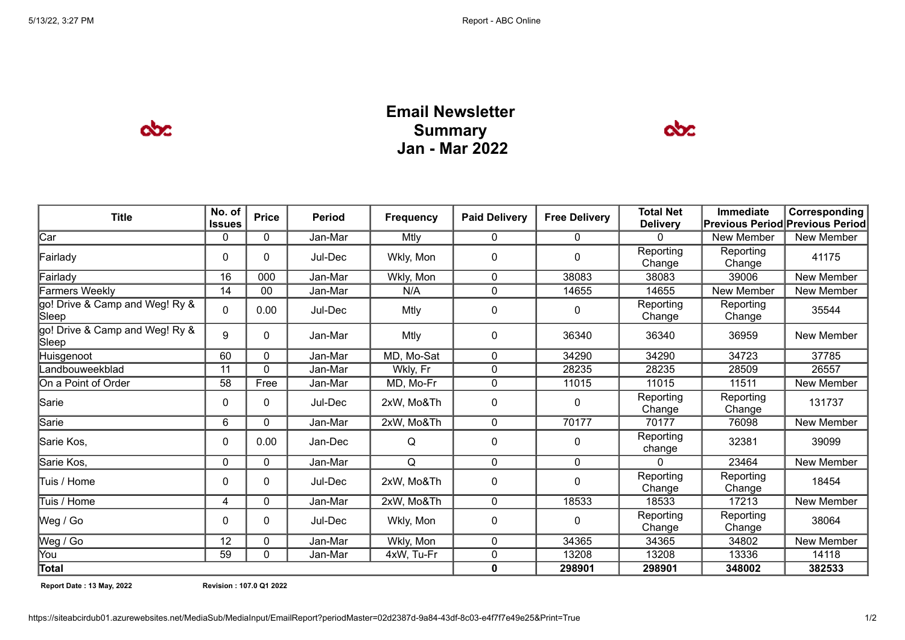# Email Newsletter Summary Jan - Mar 2022

| Title | No. of Issues | Price | Period | Frequency | Paid Delivery | Free Delivery | Total Net Delivery | Immediate Previous Period | Corresponding Previous Period |
|---|---|---|---|---|---|---|---|---|---|
| Car | 0 | 0 | Jan-Mar | Mtly | 0 | 0 | 0 | New Member | New Member |
| Fairlady | 0 | 0 | Jul-Dec | Wkly, Mon | 0 | 0 | Reporting Change | Reporting Change | 41175 |
| Fairlady | 16 | 000 | Jan-Mar | Wkly, Mon | 0 | 38083 | 38083 | 39006 | New Member |
| Farmers Weekly | 14 | 00 | Jan-Mar | N/A | 0 | 14655 | 14655 | New Member | New Member |
| go! Drive & Camp and Weg! Ry & Sleep | 0 | 0.00 | Jul-Dec | Mtly | 0 | 0 | Reporting Change | Reporting Change | 35544 |
| go! Drive & Camp and Weg! Ry & Sleep | 9 | 0 | Jan-Mar | Mtly | 0 | 36340 | 36340 | 36959 | New Member |
| Huisgenoot | 60 | 0 | Jan-Mar | MD, Mo-Sat | 0 | 34290 | 34290 | 34723 | 37785 |
| Landbouweekblad | 11 | 0 | Jan-Mar | Wkly, Fr | 0 | 28235 | 28235 | 28509 | 26557 |
| On a Point of Order | 58 | Free | Jan-Mar | MD, Mo-Fr | 0 | 11015 | 11015 | 11511 | New Member |
| Sarie | 0 | 0 | Jul-Dec | 2xW, Mo&Th | 0 | 0 | Reporting Change | Reporting Change | 131737 |
| Sarie | 6 | 0 | Jan-Mar | 2xW, Mo&Th | 0 | 70177 | 70177 | 76098 | New Member |
| Sarie Kos, | 0 | 0.00 | Jan-Dec | Q | 0 | 0 | Reporting change | 32381 | 39099 |
| Sarie Kos, | 0 | 0 | Jan-Mar | Q | 0 | 0 | 0 | 23464 | New Member |
| Tuis / Home | 0 | 0 | Jul-Dec | 2xW, Mo&Th | 0 | 0 | Reporting Change | Reporting Change | 18454 |
| Tuis / Home | 4 | 0 | Jan-Mar | 2xW, Mo&Th | 0 | 18533 | 18533 | 17213 | New Member |
| Weg / Go | 0 | 0 | Jul-Dec | Wkly, Mon | 0 | 0 | Reporting Change | Reporting Change | 38064 |
| Weg / Go | 12 | 0 | Jan-Mar | Wkly, Mon | 0 | 34365 | 34365 | 34802 | New Member |
| You | 59 | 0 | Jan-Mar | 4xW, Tu-Fr | 0 | 13208 | 13208 | 13336 | 14118 |
| **Total** | | | | | **0** | **298901** | **298901** | **348002** | **382533** |

**Report Date : 13 May, 2022** **Revision : 107.0 Q1 2022**